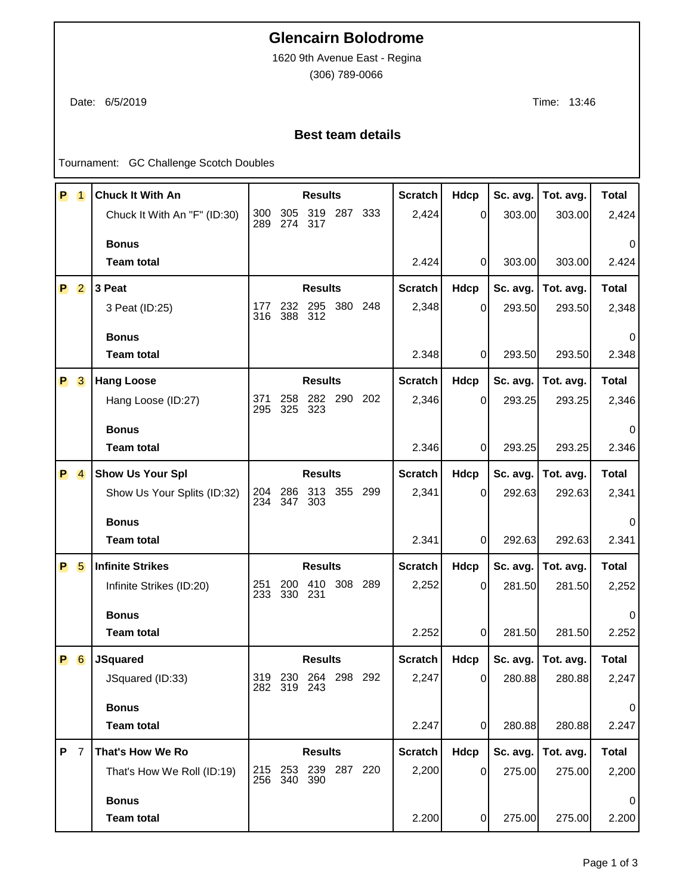# Glencairn Bolodrome

1620 9th Avenue East - Regina

(306) 789-0066

Date: 6/5/2019

Time: 13:46

## Best team details

Tournament: GC Challenge Scotch Doubles

| | | Results | Scratch | Hdcp | Sc. avg. | Tot. avg. | Total |
|---|---|---|---|---|---|---|---|
| P 1 | **Chuck It With An** | | | | | | |
| | Chuck It With An "F" (ID:30) | 300 305 319 287 333 289 274 317 | 2,424 | 0 | 303.00 | 303.00 | 2,424 |
| | **Bonus** | | | | | | 0 |
| | **Team total** | | 2.424 | 0 | 303.00 | 303.00 | 2.424 |
| P 2 | **3 Peat** | | | | | | |
| | 3 Peat (ID:25) | 177 232 295 380 248 316 388 312 | 2,348 | 0 | 293.50 | 293.50 | 2,348 |
| | **Bonus** | | | | | | 0 |
| | **Team total** | | 2.348 | 0 | 293.50 | 293.50 | 2.348 |
| P 3 | **Hang Loose** | | | | | | |
| | Hang Loose (ID:27) | 371 258 282 290 202 295 325 323 | 2,346 | 0 | 293.25 | 293.25 | 2,346 |
| | **Bonus** | | | | | | 0 |
| | **Team total** | | 2.346 | 0 | 293.25 | 293.25 | 2.346 |
| P 4 | **Show Us Your Spl** | | | | | | |
| | Show Us Your Splits (ID:32) | 204 286 313 355 299 234 347 303 | 2,341 | 0 | 292.63 | 292.63 | 2,341 |
| | **Bonus** | | | | | | 0 |
| | **Team total** | | 2.341 | 0 | 292.63 | 292.63 | 2.341 |
| P 5 | **Infinite Strikes** | | | | | | |
| | Infinite Strikes (ID:20) | 251 200 410 308 289 233 330 231 | 2,252 | 0 | 281.50 | 281.50 | 2,252 |
| | **Bonus** | | | | | | 0 |
| | **Team total** | | 2.252 | 0 | 281.50 | 281.50 | 2.252 |
| P 6 | **JSquared** | | | | | | |
| | JSquared (ID:33) | 319 230 264 298 292 282 319 243 | 2,247 | 0 | 280.88 | 280.88 | 2,247 |
| | **Bonus** | | | | | | 0 |
| | **Team total** | | 2.247 | 0 | 280.88 | 280.88 | 2.247 |
| P 7 | **That's How We Ro** | | | | | | |
| | That's How We Roll (ID:19) | 215 253 239 287 220 256 340 390 | 2,200 | 0 | 275.00 | 275.00 | 2,200 |
| | **Bonus** | | | | | | 0 |
| | **Team total** | | 2.200 | 0 | 275.00 | 275.00 | 2.200 |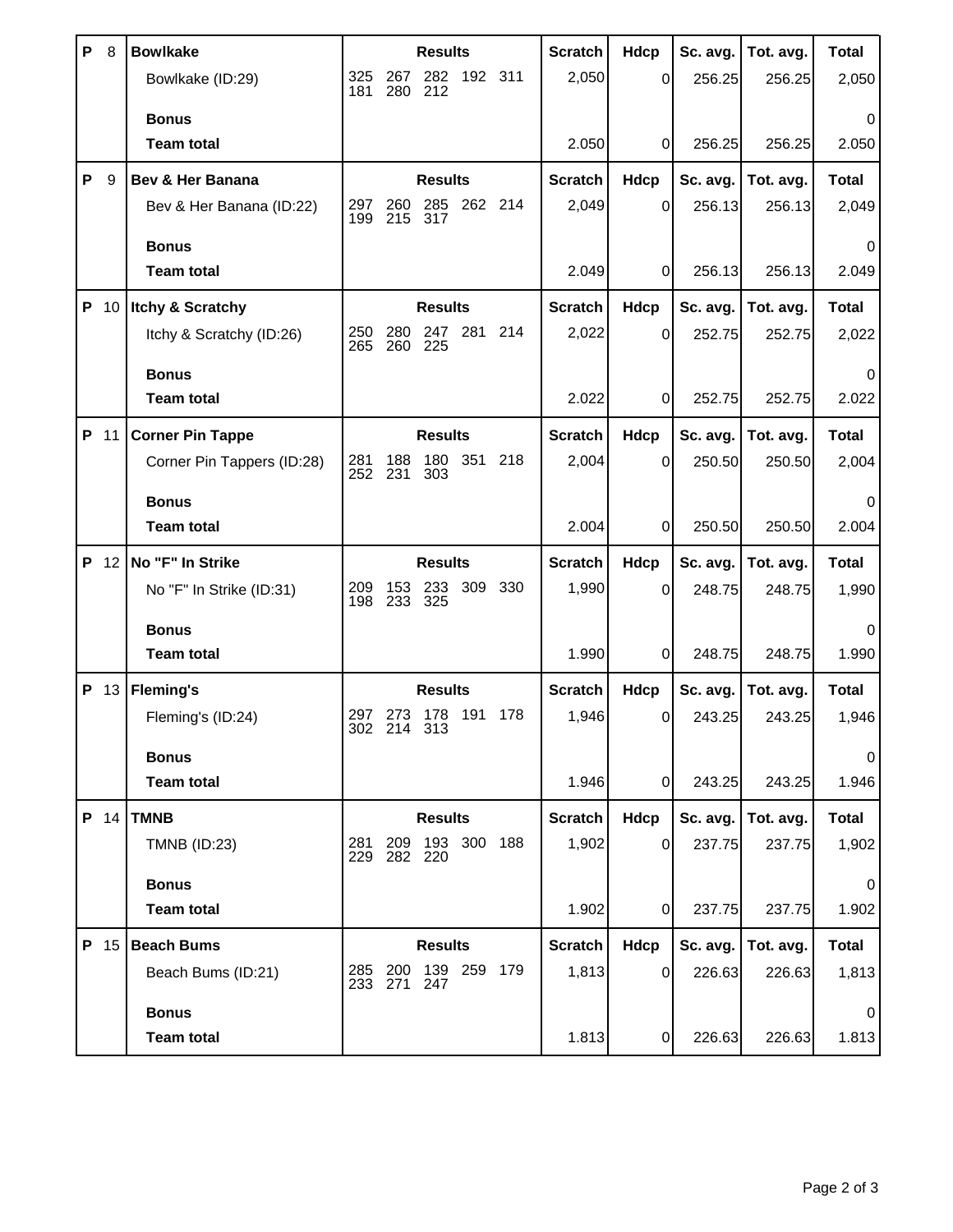| P | 8 | Bowlkake | Results | Scratch | Hdcp | Sc. avg. | Tot. avg. | Total |
|---|---|---|---|---|---|---|---|---|
| | | Bowlkake (ID:29) | 325 267 282 192 311 181 280 212 | 2,050 | 0 | 256.25 | 256.25 | 2,050 |
| | | **Bonus** | | | | | | 0 |
| | | **Team total** | | 2.050 | 0 | 256.25 | 256.25 | 2.050 |

| P | 9 | Bev & Her Banana | Results | Scratch | Hdcp | Sc. avg. | Tot. avg. | Total |
|---|---|---|---|---|---|---|---|---|
| | | Bev & Her Banana (ID:22) | 297 260 285 262 214 199 215 317 | 2,049 | 0 | 256.13 | 256.13 | 2,049 |
| | | **Bonus** | | | | | | 0 |
| | | **Team total** | | 2.049 | 0 | 256.13 | 256.13 | 2.049 |

| P | 10 | Itchy & Scratchy | Results | Scratch | Hdcp | Sc. avg. | Tot. avg. | Total |
|---|---|---|---|---|---|---|---|---|
| | | Itchy & Scratchy (ID:26) | 250 280 247 281 214 265 260 225 | 2,022 | 0 | 252.75 | 252.75 | 2,022 |
| | | **Bonus** | | | | | | 0 |
| | | **Team total** | | 2.022 | 0 | 252.75 | 252.75 | 2.022 |

| P | 11 | Corner Pin Tappe | Results | Scratch | Hdcp | Sc. avg. | Tot. avg. | Total |
|---|---|---|---|---|---|---|---|---|
| | | Corner Pin Tappers (ID:28) | 281 188 180 351 218 252 231 303 | 2,004 | 0 | 250.50 | 250.50 | 2,004 |
| | | **Bonus** | | | | | | 0 |
| | | **Team total** | | 2.004 | 0 | 250.50 | 250.50 | 2.004 |

| P | 12 | No "F" In Strike | Results | Scratch | Hdcp | Sc. avg. | Tot. avg. | Total |
|---|---|---|---|---|---|---|---|---|
| | | No "F" In Strike (ID:31) | 209 153 233 309 330 198 233 325 | 1,990 | 0 | 248.75 | 248.75 | 1,990 |
| | | **Bonus** | | | | | | 0 |
| | | **Team total** | | 1.990 | 0 | 248.75 | 248.75 | 1.990 |

| P | 13 | Fleming's | Results | Scratch | Hdcp | Sc. avg. | Tot. avg. | Total |
|---|---|---|---|---|---|---|---|---|
| | | Fleming's (ID:24) | 297 273 178 191 178 302 214 313 | 1,946 | 0 | 243.25 | 243.25 | 1,946 |
| | | **Bonus** | | | | | | 0 |
| | | **Team total** | | 1.946 | 0 | 243.25 | 243.25 | 1.946 |

| P | 14 | TMNB | Results | Scratch | Hdcp | Sc. avg. | Tot. avg. | Total |
|---|---|---|---|---|---|---|---|---|
| | | TMNB (ID:23) | 281 209 193 300 188 229 282 220 | 1,902 | 0 | 237.75 | 237.75 | 1,902 |
| | | **Bonus** | | | | | | 0 |
| | | **Team total** | | 1.902 | 0 | 237.75 | 237.75 | 1.902 |

| P | 15 | Beach Bums | Results | Scratch | Hdcp | Sc. avg. | Tot. avg. | Total |
|---|---|---|---|---|---|---|---|---|
| | | Beach Bums (ID:21) | 285 200 139 259 179 233 271 247 | 1,813 | 0 | 226.63 | 226.63 | 1,813 |
| | | **Bonus** | | | | | | 0 |
| | | **Team total** | | 1.813 | 0 | 226.63 | 226.63 | 1.813 |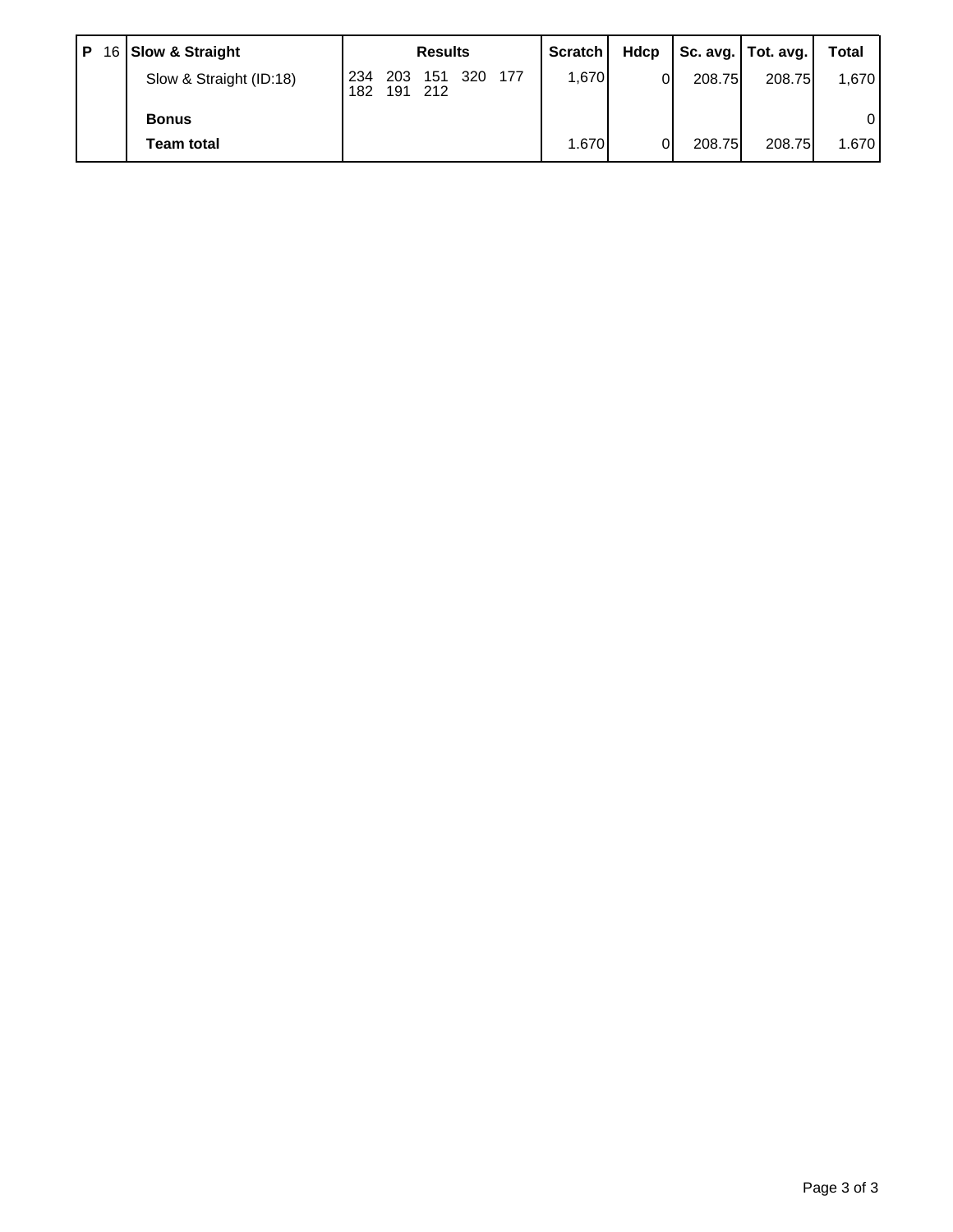| P | 16 | Slow & Straight | Results | Scratch | Hdcp | Sc. avg. | Tot. avg. | Total |
|---|---|---|---|---|---|---|---|---|
| | | Slow & Straight (ID:18) | 234 203 151 320 177 182 191 212 | 1,670 | 0 | 208.75 | 208.75 | 1,670 |
| | | **Bonus** | | | | | | 0 |
| | | **Team total** | | 1.670 | 0 | 208.75 | 208.75 | 1.670 |